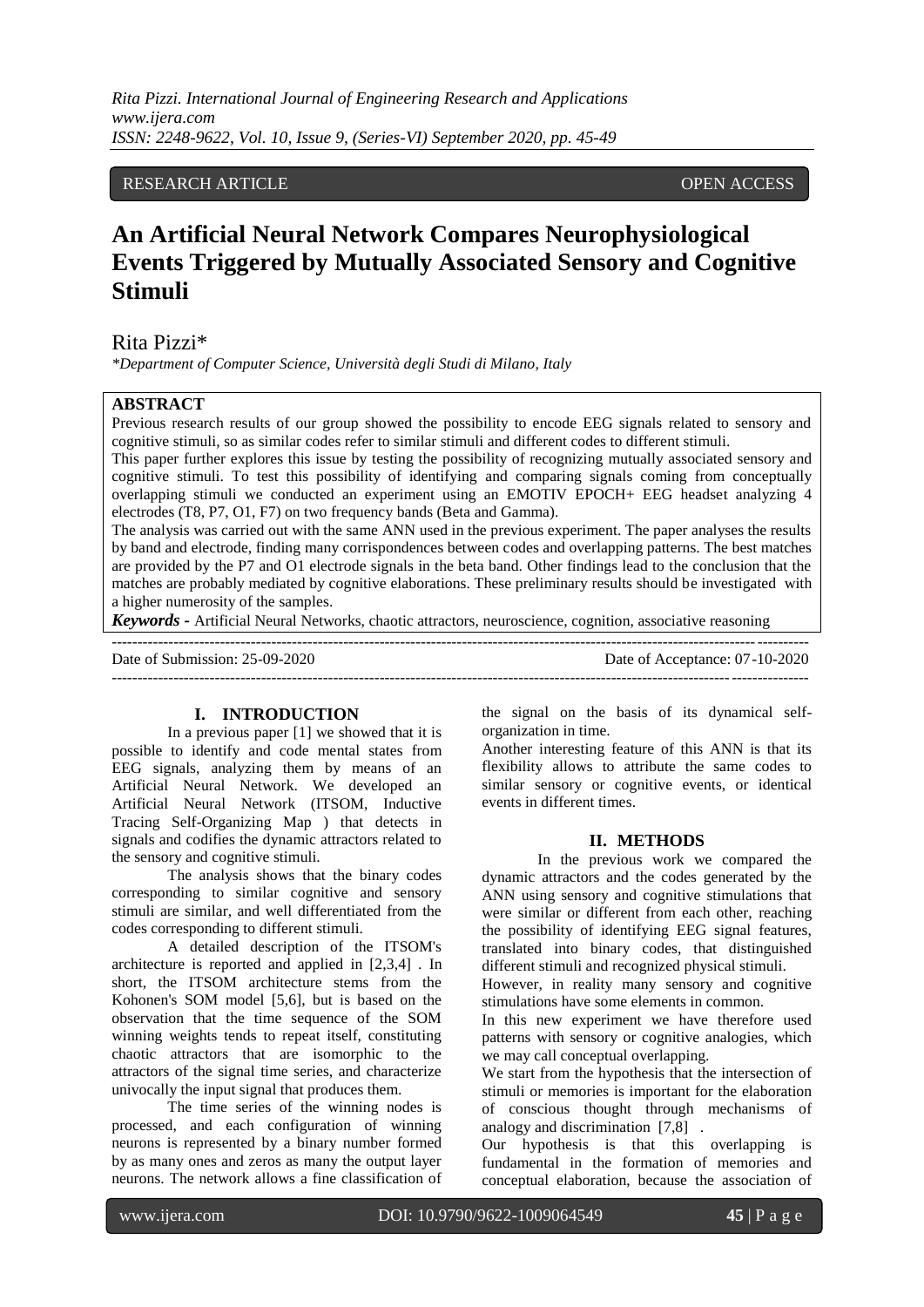RESEARCH ARTICLE OPEN ACCESS

# An Artificial Neural Network Compares Neurophysiological Events Triggered by Mutually Associated Sensory and Cognitive Stimuli

Rita Pizzi*

*Department of Computer Science, Università degli Studi di Milano, Italy*

## ABSTRACT

Previous research results of our group showed the possibility to encode EEG signals related to sensory and cognitive stimuli, so as similar codes refer to similar stimuli and different codes to different stimuli.

This paper further explores this issue by testing the possibility of recognizing mutually associated sensory and cognitive stimuli. To test this possibility of identifying and comparing signals coming from conceptually overlapping stimuli we conducted an experiment using an EMOTIV EPOCH+ EEG headset analyzing 4 electrodes (T8, P7, O1, F7) on two frequency bands (Beta and Gamma).

The analysis was carried out with the same ANN used in the previous experiment. The paper analyses the results by band and electrode, finding many corrispondences between codes and overlapping patterns. The best matches are provided by the P7 and O1 electrode signals in the beta band. Other findings lead to the conclusion that the matches are probably mediated by cognitive elaborations. These preliminary results should be investigated with a higher numerosity of the samples.

***Keywords* -** Artificial Neural Networks, chaotic attractors, neuroscience, cognition, associative reasoning

Date of Submission: 25-09-2020 Date of Acceptance: 07-10-2020

## I. INTRODUCTION

In a previous paper [1] we showed that it is possible to identify and code mental states from EEG signals, analyzing them by means of an Artificial Neural Network. We developed an Artificial Neural Network (ITSOM, Inductive Tracing Self-Organizing Map ) that detects in signals and codifies the dynamic attractors related to the sensory and cognitive stimuli.

The analysis shows that the binary codes corresponding to similar cognitive and sensory stimuli are similar, and well differentiated from the codes corresponding to different stimuli.

A detailed description of the ITSOM's architecture is reported and applied in [2,3,4] . In short, the ITSOM architecture stems from the Kohonen's SOM model [5,6], but is based on the observation that the time sequence of the SOM winning weights tends to repeat itself, constituting chaotic attractors that are isomorphic to the attractors of the signal time series, and characterize univocally the input signal that produces them.

The time series of the winning nodes is processed, and each configuration of winning neurons is represented by a binary number formed by as many ones and zeros as many the output layer neurons. The network allows a fine classification of the signal on the basis of its dynamical self-organization in time.

Another interesting feature of this ANN is that its flexibility allows to attribute the same codes to similar sensory or cognitive events, or identical events in different times.

## II. METHODS

In the previous work we compared the dynamic attractors and the codes generated by the ANN using sensory and cognitive stimulations that were similar or different from each other, reaching the possibility of identifying EEG signal features, translated into binary codes, that distinguished different stimuli and recognized physical stimuli.

However, in reality many sensory and cognitive stimulations have some elements in common.

In this new experiment we have therefore used patterns with sensory or cognitive analogies, which we may call conceptual overlapping.

We start from the hypothesis that the intersection of stimuli or memories is important for the elaboration of conscious thought through mechanisms of analogy and discrimination [7,8] .

Our hypothesis is that this overlapping is fundamental in the formation of memories and conceptual elaboration, because the association of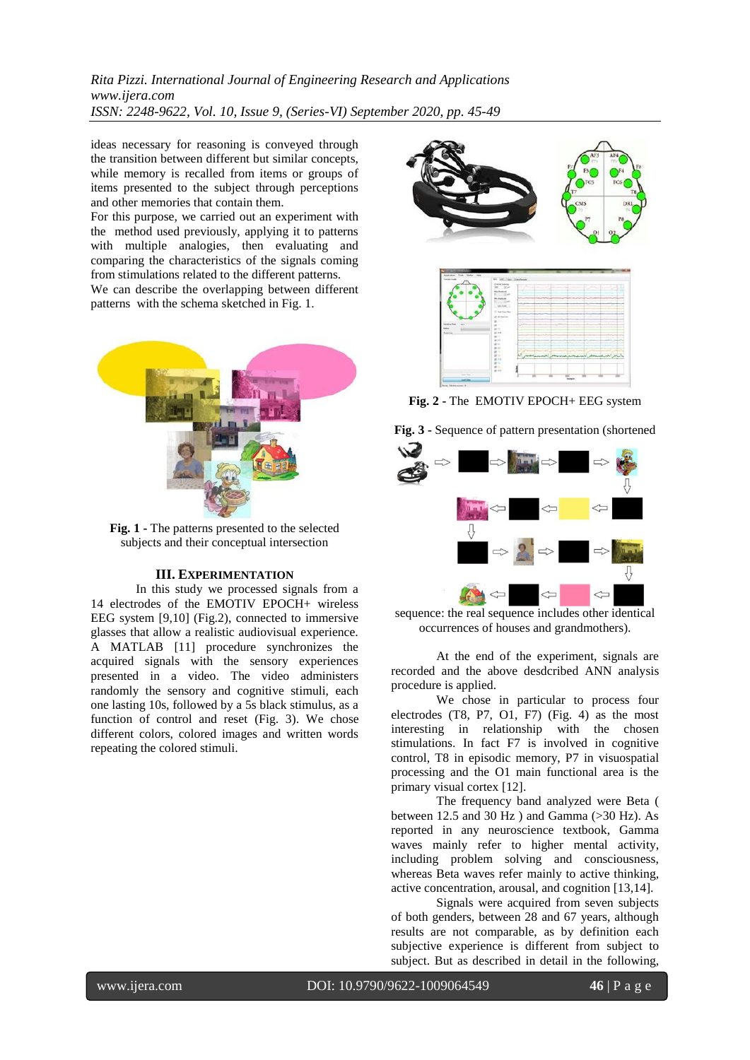ideas necessary for reasoning is conveyed through the transition between different but similar concepts, while memory is recalled from items or groups of items presented to the subject through perceptions and other memories that contain them.

For this purpose, we carried out an experiment with the method used previously, applying it to patterns with multiple analogies, then evaluating and comparing the characteristics of the signals coming from stimulations related to the different patterns.

We can describe the overlapping between different patterns with the schema sketched in Fig. 1.

**Fig. 1 -** The patterns presented to the selected subjects and their conceptual intersection

## III. EXPERIMENTATION

In this study we processed signals from a 14 electrodes of the EMOTIV EPOCH+ wireless EEG system [9,10] (Fig.2), connected to immersive glasses that allow a realistic audiovisual experience. A MATLAB [11] procedure synchronizes the acquired signals with the sensory experiences presented in a video. The video administers randomly the sensory and cognitive stimuli, each one lasting 10s, followed by a 5s black stimulus, as a function of control and reset (Fig. 3). We chose different colors, colored images and written words repeating the colored stimuli.

**Fig. 2 -** The EMOTIV EPOCH+ EEG system

**Fig. 3 -** Sequence of pattern presentation (shortened sequence: the real sequence includes other identical occurrences of houses and grandmothers).

At the end of the experiment, signals are recorded and the above desdcribed ANN analysis procedure is applied.

We chose in particular to process four electrodes (T8, P7, O1, F7) (Fig. 4) as the most interesting in relationship with the chosen stimulations. In fact F7 is involved in cognitive control, T8 in episodic memory, P7 in visuospatial processing and the O1 main functional area is the primary visual cortex [12].

The frequency band analyzed were Beta ( between 12.5 and 30 Hz ) and Gamma (>30 Hz). As reported in any neuroscience textbook, Gamma waves mainly refer to higher mental activity, including problem solving and consciousness, whereas Beta waves refer mainly to active thinking, active concentration, arousal, and cognition [13,14].

Signals were acquired from seven subjects of both genders, between 28 and 67 years, although results are not comparable, as by definition each subjective experience is different from subject to subject. But as described in detail in the following,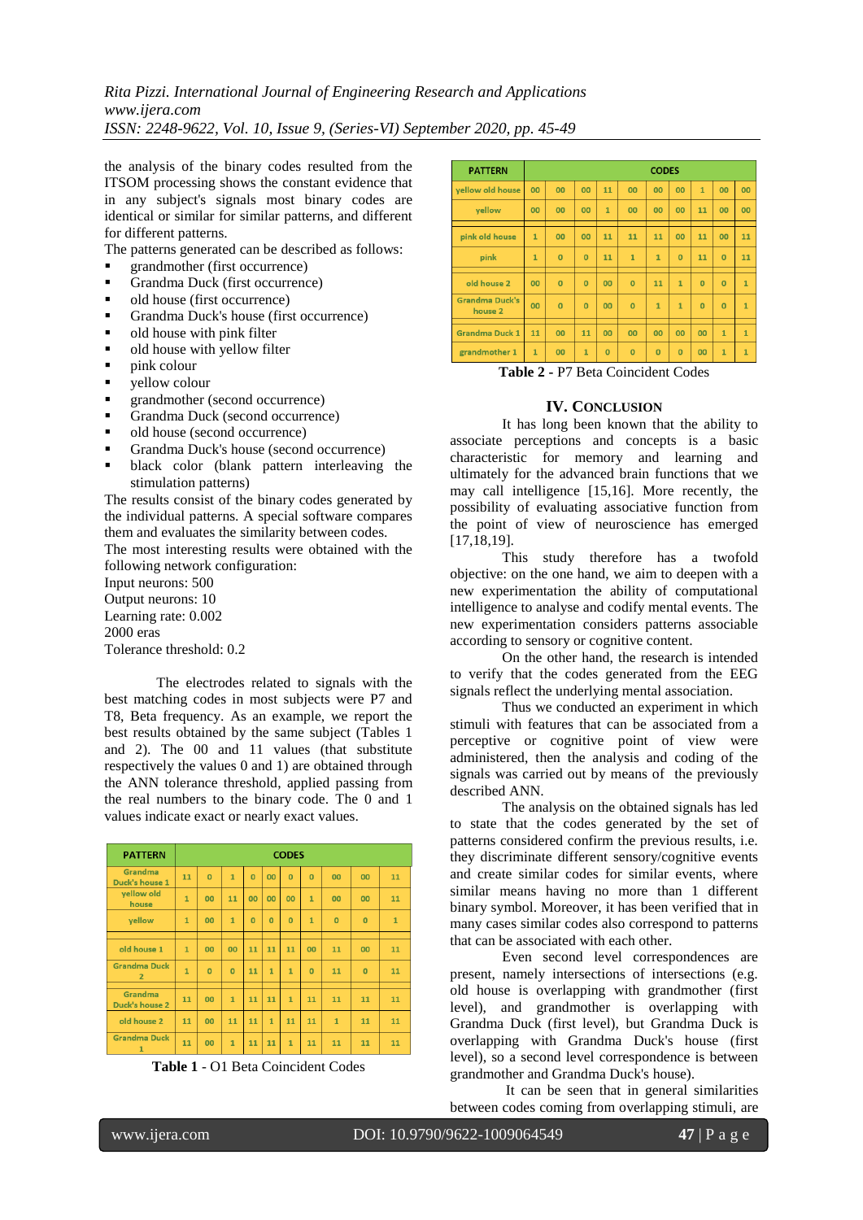the analysis of the binary codes resulted from the ITSOM processing shows the constant evidence that in any subject's signals most binary codes are identical or similar for similar patterns, and different for different patterns.

The patterns generated can be described as follows:

- grandmother (first occurrence)
- Grandma Duck (first occurrence)
- old house (first occurrence)
- Grandma Duck's house (first occurrence)
- old house with pink filter
- old house with yellow filter
- pink colour
- yellow colour
- grandmother (second occurrence)
- Grandma Duck (second occurrence)
- old house (second occurrence)
- Grandma Duck's house (second occurrence)
- black color (blank pattern interleaving the stimulation patterns)

The results consist of the binary codes generated by the individual patterns. A special software compares them and evaluates the similarity between codes.

The most interesting results were obtained with the following network configuration:

Input neurons: 500
Output neurons: 10
Learning rate: 0.002
2000 eras
Tolerance threshold: 0.2

The electrodes related to signals with the best matching codes in most subjects were P7 and T8, Beta frequency. As an example, we report the best results obtained by the same subject (Tables 1 and 2). The 00 and 11 values (that substitute respectively the values 0 and 1) are obtained through the ANN tolerance threshold, applied passing from the real numbers to the binary code. The 0 and 1 values indicate exact or nearly exact values.

| PATTERN | CODES | | | | | | | | | |
|---|---|---|---|---|---|---|---|---|---|---|
| Grandma Duck's house 1 | 11 | 0 | 1 | 0 | 00 | 0 | 0 | 00 | 00 | 11 |
| yellow old house | 1 | 00 | 11 | 00 | 00 | 00 | 1 | 00 | 00 | 11 |
| yellow | 1 | 00 | 1 | 0 | 0 | 0 | 1 | 0 | 0 | 1 |
| | | | | | | | | | | |
| old house 1 | 1 | 00 | 00 | 11 | 11 | 11 | 00 | 11 | 00 | 11 |
| Grandma Duck 2 | 1 | 0 | 0 | 11 | 1 | 1 | 0 | 11 | 0 | 11 |
| | | | | | | | | | | |
| Grandma Duck's house 2 | 11 | 00 | 1 | 11 | 11 | 1 | 11 | 11 | 11 | 11 |
| old house 2 | 11 | 00 | 11 | 11 | 1 | 11 | 11 | 1 | 11 | 11 |
| Grandma Duck 1 | 11 | 00 | 1 | 11 | 11 | 1 | 11 | 11 | 11 | 11 |

**Table 1** - O1 Beta Coincident Codes

| PATTERN | CODES | | | | | | | | | |
|---|---|---|---|---|---|---|---|---|---|---|
| yellow old house | 00 | 00 | 00 | 11 | 00 | 00 | 00 | 1 | 00 | 00 |
| yellow | 00 | 00 | 00 | 1 | 00 | 00 | 00 | 11 | 00 | 00 |
| | | | | | | | | | | |
| pink old house | 1 | 00 | 00 | 11 | 11 | 11 | 00 | 11 | 00 | 11 |
| pink | 1 | 0 | 0 | 11 | 1 | 1 | 0 | 11 | 0 | 11 |
| | | | | | | | | | | |
| old house 2 | 00 | 0 | 0 | 00 | 0 | 11 | 1 | 0 | 0 | 1 |
| Grandma Duck's house 2 | 00 | 0 | 0 | 00 | 0 | 1 | 1 | 0 | 0 | 1 |
| | | | | | | | | | | |
| Grandma Duck 1 | 11 | 00 | 11 | 00 | 00 | 00 | 00 | 00 | 1 | 1 |
| grandmother 1 | 1 | 00 | 1 | 0 | 0 | 0 | 0 | 00 | 1 | 1 |

**Table 2** - P7 Beta Coincident Codes

## IV. Conclusion

It has long been known that the ability to associate perceptions and concepts is a basic characteristic for memory and learning and ultimately for the advanced brain functions that we may call intelligence [15,16]. More recently, the possibility of evaluating associative function from the point of view of neuroscience has emerged [17,18,19].

This study therefore has a twofold objective: on the one hand, we aim to deepen with a new experimentation the ability of computational intelligence to analyse and codify mental events. The new experimentation considers patterns associable according to sensory or cognitive content.

On the other hand, the research is intended to verify that the codes generated from the EEG signals reflect the underlying mental association.

Thus we conducted an experiment in which stimuli with features that can be associated from a perceptive or cognitive point of view were administered, then the analysis and coding of the signals was carried out by means of the previously described ANN.

The analysis on the obtained signals has led to state that the codes generated by the set of patterns considered confirm the previous results, i.e. they discriminate different sensory/cognitive events and create similar codes for similar events, where similar means having no more than 1 different binary symbol. Moreover, it has been verified that in many cases similar codes also correspond to patterns that can be associated with each other.

Even second level correspondences are present, namely intersections of intersections (e.g. old house is overlapping with grandmother (first level), and grandmother is overlapping with Grandma Duck (first level), but Grandma Duck is overlapping with Grandma Duck's house (first level), so a second level correspondence is between grandmother and Grandma Duck's house).

It can be seen that in general similarities between codes coming from overlapping stimuli, are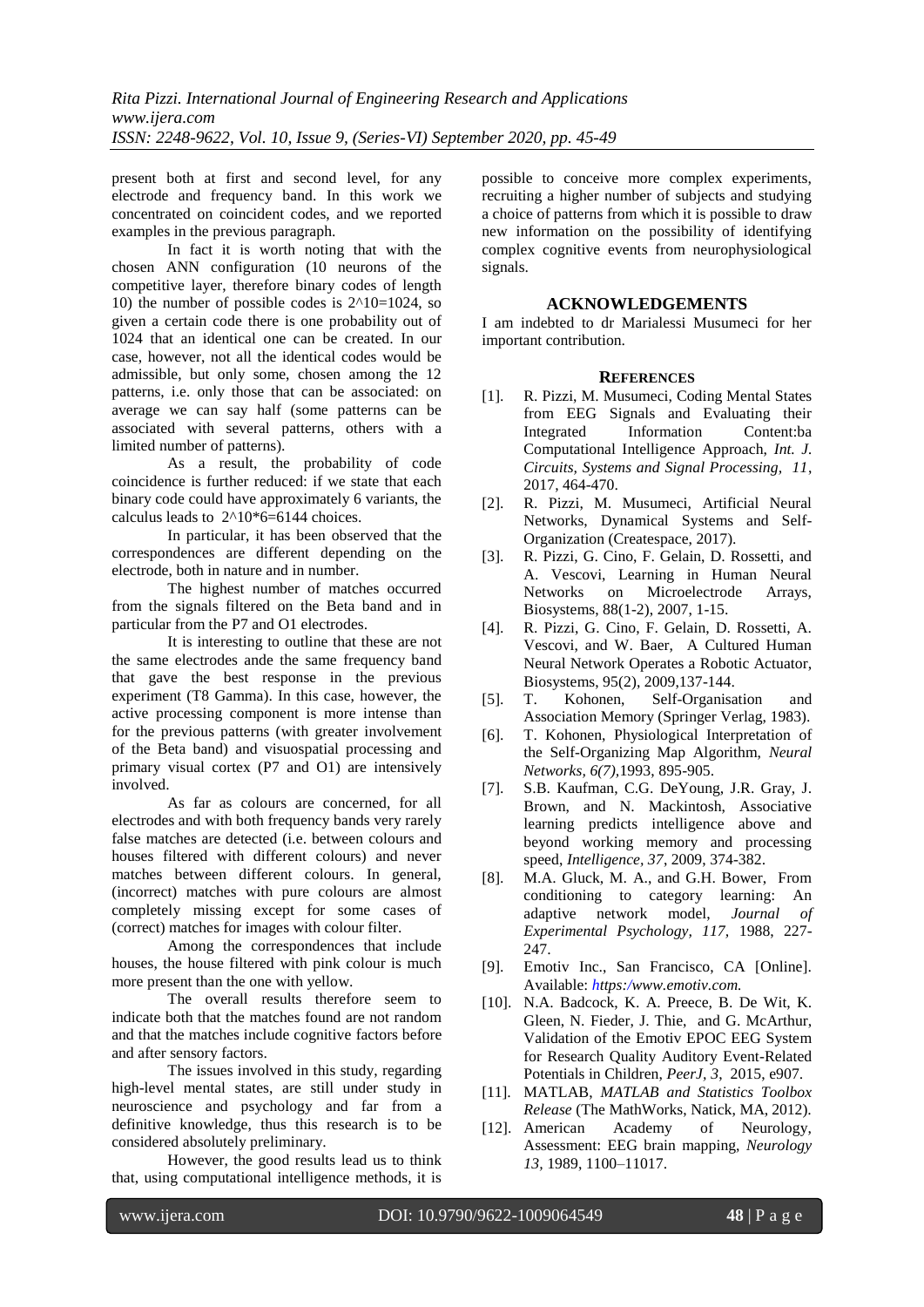present both at first and second level, for any electrode and frequency band. In this work we concentrated on coincident codes, and we reported examples in the previous paragraph.

In fact it is worth noting that with the chosen ANN configuration (10 neurons of the competitive layer, therefore binary codes of length 10) the number of possible codes is $2^{10}=1024$, so given a certain code there is one probability out of 1024 that an identical one can be created. In our case, however, not all the identical codes would be admissible, but only some, chosen among the 12 patterns, i.e. only those that can be associated: on average we can say half (some patterns can be associated with several patterns, others with a limited number of patterns).

As a result, the probability of code coincidence is further reduced: if we state that each binary code could have approximately 6 variants, the calculus leads to $2^{10}*6=6144$ choices.

In particular, it has been observed that the correspondences are different depending on the electrode, both in nature and in number.

The highest number of matches occurred from the signals filtered on the Beta band and in particular from the P7 and O1 electrodes.

It is interesting to outline that these are not the same electrodes ande the same frequency band that gave the best response in the previous experiment (T8 Gamma). In this case, however, the active processing component is more intense than for the previous patterns (with greater involvement of the Beta band) and visuospatial processing and primary visual cortex (P7 and O1) are intensively involved.

As far as colours are concerned, for all electrodes and with both frequency bands very rarely false matches are detected (i.e. between colours and houses filtered with different colours) and never matches between different colours. In general, (incorrect) matches with pure colours are almost completely missing except for some cases of (correct) matches for images with colour filter.

Among the correspondences that include houses, the house filtered with pink colour is much more present than the one with yellow.

The overall results therefore seem to indicate both that the matches found are not random and that the matches include cognitive factors before and after sensory factors.

The issues involved in this study, regarding high-level mental states, are still under study in neuroscience and psychology and far from a definitive knowledge, thus this research is to be considered absolutely preliminary.

However, the good results lead us to think that, using computational intelligence methods, it is possible to conceive more complex experiments, recruiting a higher number of subjects and studying a choice of patterns from which it is possible to draw new information on the possibility of identifying complex cognitive events from neurophysiological signals.

## ACKNOWLEDGEMENTS

I am indebted to dr Marialessi Musumeci for her important contribution.

## REFERENCES

[1]. R. Pizzi, M. Musumeci, Coding Mental States from EEG Signals and Evaluating their Integrated Information Content:ba Computational Intelligence Approach, *Int. J. Circuits, Systems and Signal Processing, 11*, 2017, 464-470.

[2]. R. Pizzi, M. Musumeci, Artificial Neural Networks, Dynamical Systems and Self-Organization (Createspace, 2017).

[3]. R. Pizzi, G. Cino, F. Gelain, D. Rossetti, and A. Vescovi, Learning in Human Neural Networks on Microelectrode Arrays, Biosystems, 88(1-2), 2007, 1-15.

[4]. R. Pizzi, G. Cino, F. Gelain, D. Rossetti, A. Vescovi, and W. Baer, A Cultured Human Neural Network Operates a Robotic Actuator, Biosystems, 95(2), 2009,137-144.

[5]. T. Kohonen, Self-Organisation and Association Memory (Springer Verlag, 1983).

[6]. T. Kohonen, Physiological Interpretation of the Self-Organizing Map Algorithm, *Neural Networks, 6(7)*,1993, 895-905.

[7]. S.B. Kaufman, C.G. DeYoung, J.R. Gray, J. Brown, and N. Mackintosh, Associative learning predicts intelligence above and beyond working memory and processing speed, *Intelligence, 37*, 2009, 374-382.

[8]. M.A. Gluck, M. A., and G.H. Bower, From conditioning to category learning: An adaptive network model, *Journal of Experimental Psychology, 117*, 1988, 227-247.

[9]. Emotiv Inc., San Francisco, CA [Online]. Available: *https:/www.emotiv.com.*

[10]. N.A. Badcock, K. A. Preece, B. De Wit, K. Gleen, N. Fieder, J. Thie, and G. McArthur, Validation of the Emotiv EPOC EEG System for Research Quality Auditory Event-Related Potentials in Children, *PeerJ, 3*, 2015, e907.

[11]. MATLAB, *MATLAB and Statistics Toolbox Release* (The MathWorks, Natick, MA, 2012).

[12]. American Academy of Neurology, Assessment: EEG brain mapping, *Neurology 13*, 1989, 1100–11017.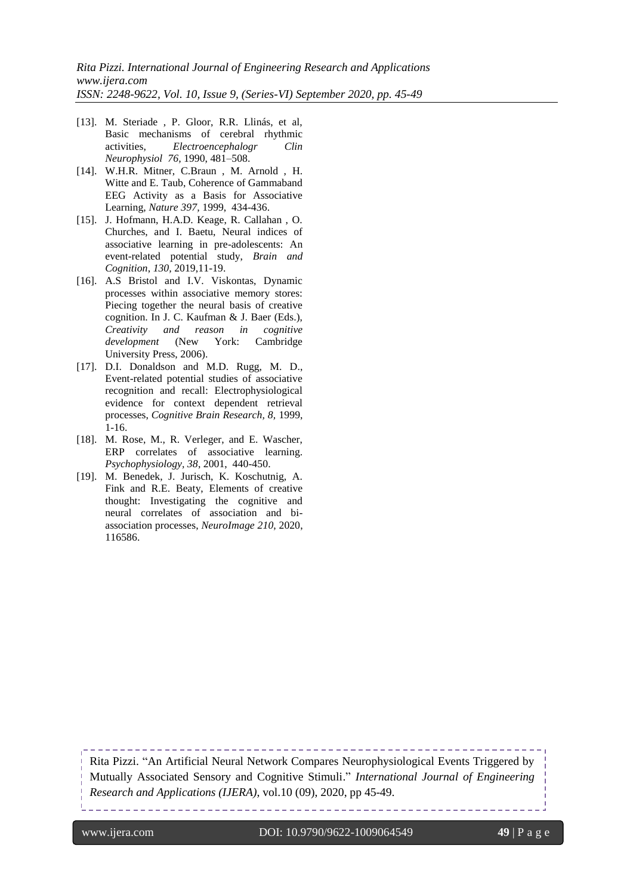[13]. M. Steriade , P. Gloor, R.R. Llinás, et al, Basic mechanisms of cerebral rhythmic activities, *Electroencephalogr Clin Neurophysiol 76*, 1990, 481–508.

[14]. W.H.R. Mitner, C.Braun , M. Arnold , H. Witte and E. Taub, Coherence of Gammaband EEG Activity as a Basis for Associative Learning, *Nature 397*, 1999, 434-436.

[15]. J. Hofmann, H.A.D. Keage, R. Callahan , O. Churches, and I. Baetu, Neural indices of associative learning in pre-adolescents: An event-related potential study, *Brain and Cognition*, *130*, 2019,11-19.

[16]. A.S Bristol and I.V. Viskontas, Dynamic processes within associative memory stores: Piecing together the neural basis of creative cognition. In J. C. Kaufman & J. Baer (Eds.), *Creativity and reason in cognitive development* (New York: Cambridge University Press, 2006).

[17]. D.I. Donaldson and M.D. Rugg, M. D., Event-related potential studies of associative recognition and recall: Electrophysiological evidence for context dependent retrieval processes, *Cognitive Brain Research, 8*, 1999, 1-16.

[18]. M. Rose, M., R. Verleger, and E. Wascher, ERP correlates of associative learning. *Psychophysiology, 38*, 2001, 440-450.

[19]. M. Benedek, J. Jurisch, K. Koschutnig, A. Fink and R.E. Beaty, Elements of creative thought: Investigating the cognitive and neural correlates of association and bi-association processes, *NeuroImage 210*, 2020, 116586.

Rita Pizzi. "An Artificial Neural Network Compares Neurophysiological Events Triggered by Mutually Associated Sensory and Cognitive Stimuli." *International Journal of Engineering Research and Applications (IJERA)*, vol.10 (09), 2020, pp 45-49.